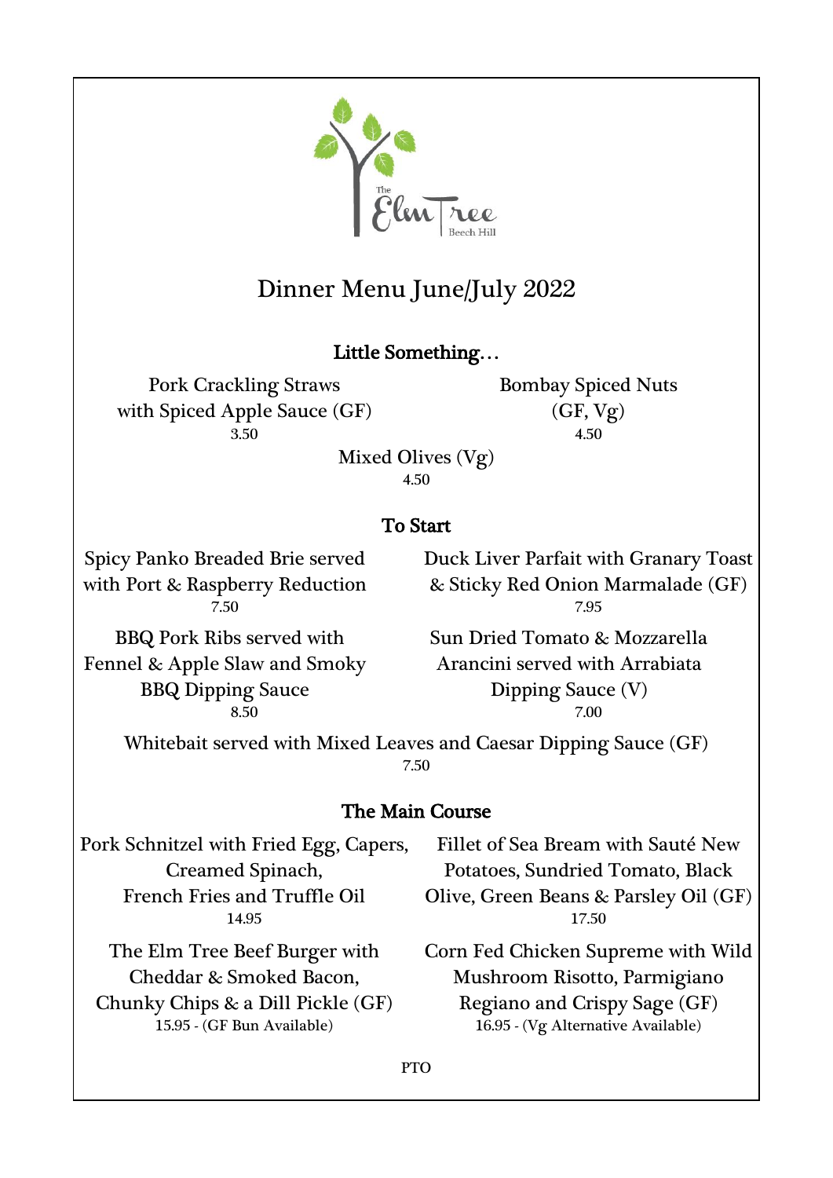The Elm Tree
Beech Hill

# Dinner Menu June/July 2022

## Little Something…

Pork Crackling Straws with Spiced Apple Sauce (GF)
3.50

Bombay Spiced Nuts (GF, Vg)
4.50

Mixed Olives (Vg)
4.50

## To Start

Spicy Panko Breaded Brie served with Port & Raspberry Reduction
7.50

Duck Liver Parfait with Granary Toast & Sticky Red Onion Marmalade (GF)
7.95

BBQ Pork Ribs served with Fennel & Apple Slaw and Smoky BBQ Dipping Sauce
8.50

Sun Dried Tomato & Mozzarella Arancini served with Arrabiata Dipping Sauce (V)
7.00

Whitebait served with Mixed Leaves and Caesar Dipping Sauce (GF)
7.50

## The Main Course

Pork Schnitzel with Fried Egg, Capers, Creamed Spinach, French Fries and Truffle Oil
14.95

Fillet of Sea Bream with Sauté New Potatoes, Sundried Tomato, Black Olive, Green Beans & Parsley Oil (GF)
17.50

The Elm Tree Beef Burger with Cheddar & Smoked Bacon, Chunky Chips & a Dill Pickle (GF)
15.95 - (GF Bun Available)

Corn Fed Chicken Supreme with Wild Mushroom Risotto, Parmigiano Regiano and Crispy Sage (GF)
16.95 - (Vg Alternative Available)

PTO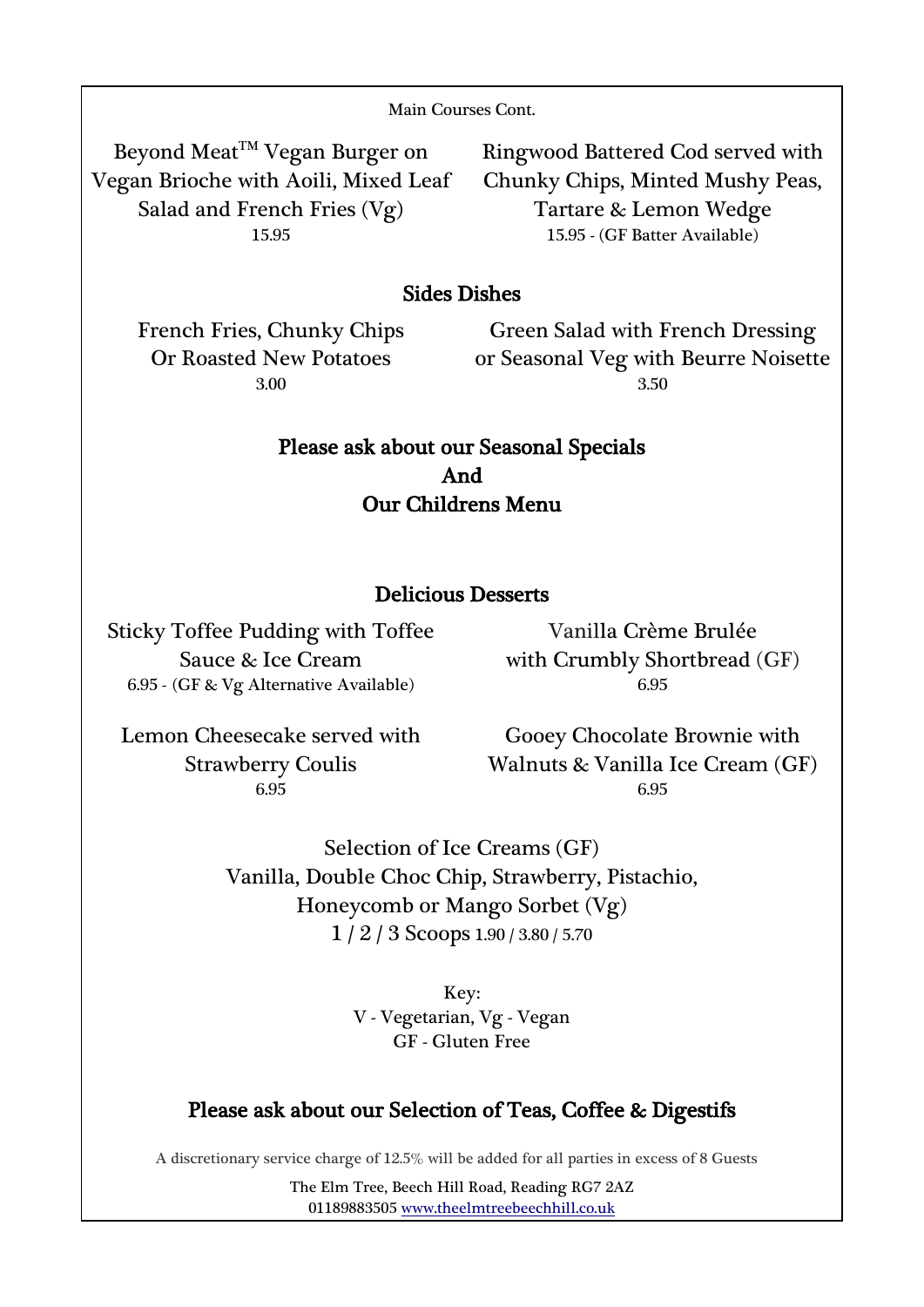Main Courses Cont.

Beyond Meat™ Vegan Burger on Vegan Brioche with Aoili, Mixed Leaf Salad and French Fries (Vg)
15.95

Ringwood Battered Cod served with Chunky Chips, Minted Mushy Peas, Tartare & Lemon Wedge
15.95 - (GF Batter Available)

## Sides Dishes

French Fries, Chunky Chips Or Roasted New Potatoes
3.00

Green Salad with French Dressing or Seasonal Veg with Beurre Noisette
3.50

## Please ask about our Seasonal Specials And Our Childrens Menu

## Delicious Desserts

Sticky Toffee Pudding with Toffee Sauce & Ice Cream
6.95 - (GF & Vg Alternative Available)

Vanilla Crème Brulée with Crumbly Shortbread (GF)
6.95

Lemon Cheesecake served with Strawberry Coulis
6.95

Gooey Chocolate Brownie with Walnuts & Vanilla Ice Cream (GF)
6.95

Selection of Ice Creams (GF)
Vanilla, Double Choc Chip, Strawberry, Pistachio, Honeycomb or Mango Sorbet (Vg)
1 / 2 / 3 Scoops 1.90 / 3.80 / 5.70

Key:
V - Vegetarian, Vg - Vegan
GF - Gluten Free

## Please ask about our Selection of Teas, Coffee & Digestifs

A discretionary service charge of 12.5% will be added for all parties in excess of 8 Guests

The Elm Tree, Beech Hill Road, Reading RG7 2AZ
01189883505 www.theelmtreebeechhill.co.uk